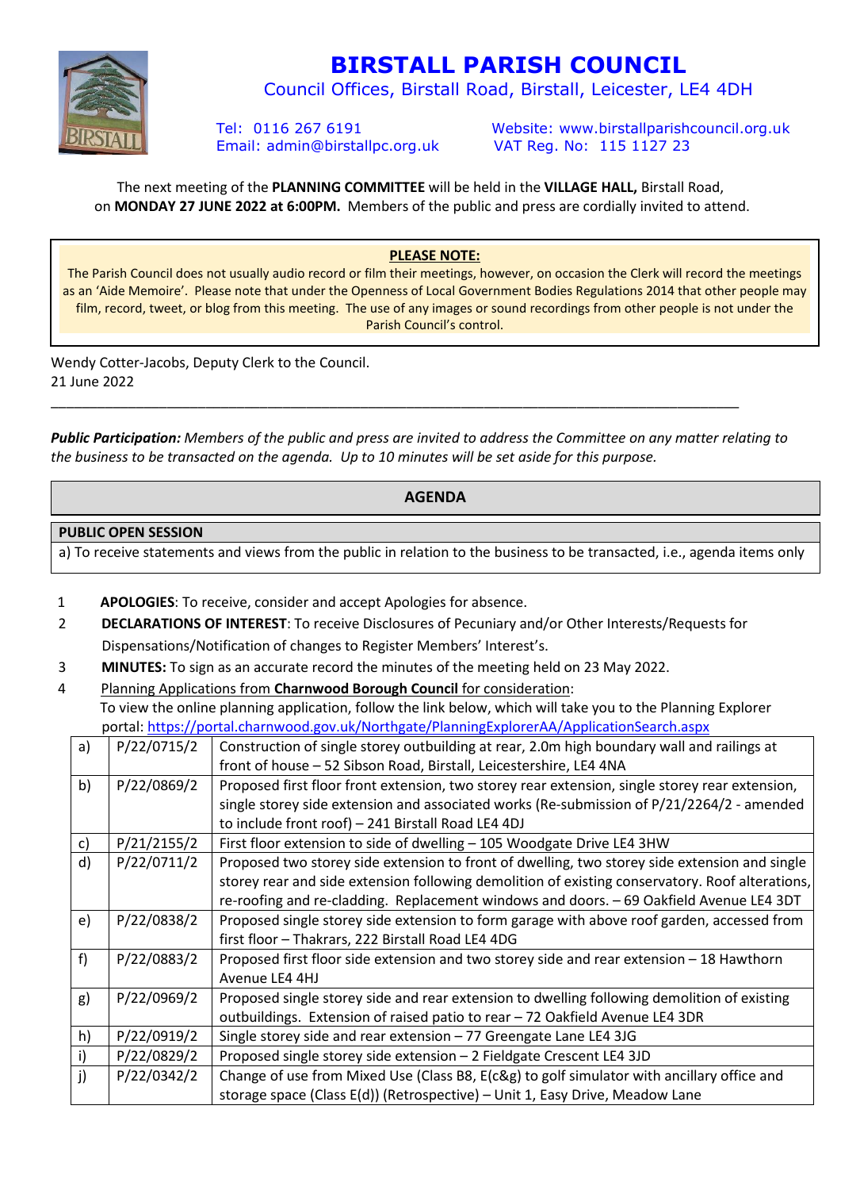# BIRSTALL PARISH COUNCIL

Council Offices, Birstall Road, Birstall, Leicester, LE4 4DH

Tel: 0116 267 6191  
Email: admin@birstallpc.org.uk

Website: www.birstallparishcouncil.org.uk  
VAT Reg. No: 115 1127 23

The next meeting of the **PLANNING COMMITTEE** will be held in the **VILLAGE HALL,** Birstall Road, on **MONDAY 27 JUNE 2022 at 6:00PM.** Members of the public and press are cordially invited to attend.

> **PLEASE NOTE:**
>
> The Parish Council does not usually audio record or film their meetings, however, on occasion the Clerk will record the meetings as an 'Aide Memoire'. Please note that under the Openness of Local Government Bodies Regulations 2014 that other people may film, record, tweet, or blog from this meeting. The use of any images or sound recordings from other people is not under the Parish Council's control.

Wendy Cotter-Jacobs, Deputy Clerk to the Council.  
21 June 2022

---

***Public Participation:*** *Members of the public and press are invited to address the Committee on any matter relating to the business to be transacted on the agenda. Up to 10 minutes will be set aside for this purpose.*

## AGENDA

**PUBLIC OPEN SESSION**

a) To receive statements and views from the public in relation to the business to be transacted, i.e., agenda items only

1. **APOLOGIES**: To receive, consider and accept Apologies for absence.
2. **DECLARATIONS OF INTEREST**: To receive Disclosures of Pecuniary and/or Other Interests/Requests for Dispensations/Notification of changes to Register Members' Interest's.
3. **MINUTES:** To sign as an accurate record the minutes of the meeting held on 23 May 2022.
4. Planning Applications from **Charnwood Borough Council** for consideration:  
   To view the online planning application, follow the link below, which will take you to the Planning Explorer portal: https://portal.charnwood.gov.uk/Northgate/PlanningExplorerAA/ApplicationSearch.aspx

| | | |
|---|---|---|
| a) | P/22/0715/2 | Construction of single storey outbuilding at rear, 2.0m high boundary wall and railings at front of house – 52 Sibson Road, Birstall, Leicestershire, LE4 4NA |
| b) | P/22/0869/2 | Proposed first floor front extension, two storey rear extension, single storey rear extension, single storey side extension and associated works (Re-submission of P/21/2264/2 - amended to include front roof) – 241 Birstall Road LE4 4DJ |
| c) | P/21/2155/2 | First floor extension to side of dwelling – 105 Woodgate Drive LE4 3HW |
| d) | P/22/0711/2 | Proposed two storey side extension to front of dwelling, two storey side extension and single storey rear and side extension following demolition of existing conservatory. Roof alterations, re-roofing and re-cladding. Replacement windows and doors. – 69 Oakfield Avenue LE4 3DT |
| e) | P/22/0838/2 | Proposed single storey side extension to form garage with above roof garden, accessed from first floor – Thakrars, 222 Birstall Road LE4 4DG |
| f) | P/22/0883/2 | Proposed first floor side extension and two storey side and rear extension – 18 Hawthorn Avenue LE4 4HJ |
| g) | P/22/0969/2 | Proposed single storey side and rear extension to dwelling following demolition of existing outbuildings. Extension of raised patio to rear – 72 Oakfield Avenue LE4 3DR |
| h) | P/22/0919/2 | Single storey side and rear extension – 77 Greengate Lane LE4 3JG |
| i) | P/22/0829/2 | Proposed single storey side extension – 2 Fieldgate Crescent LE4 3JD |
| j) | P/22/0342/2 | Change of use from Mixed Use (Class B8, E(c&g) to golf simulator with ancillary office and storage space (Class E(d)) (Retrospective) – Unit 1, Easy Drive, Meadow Lane |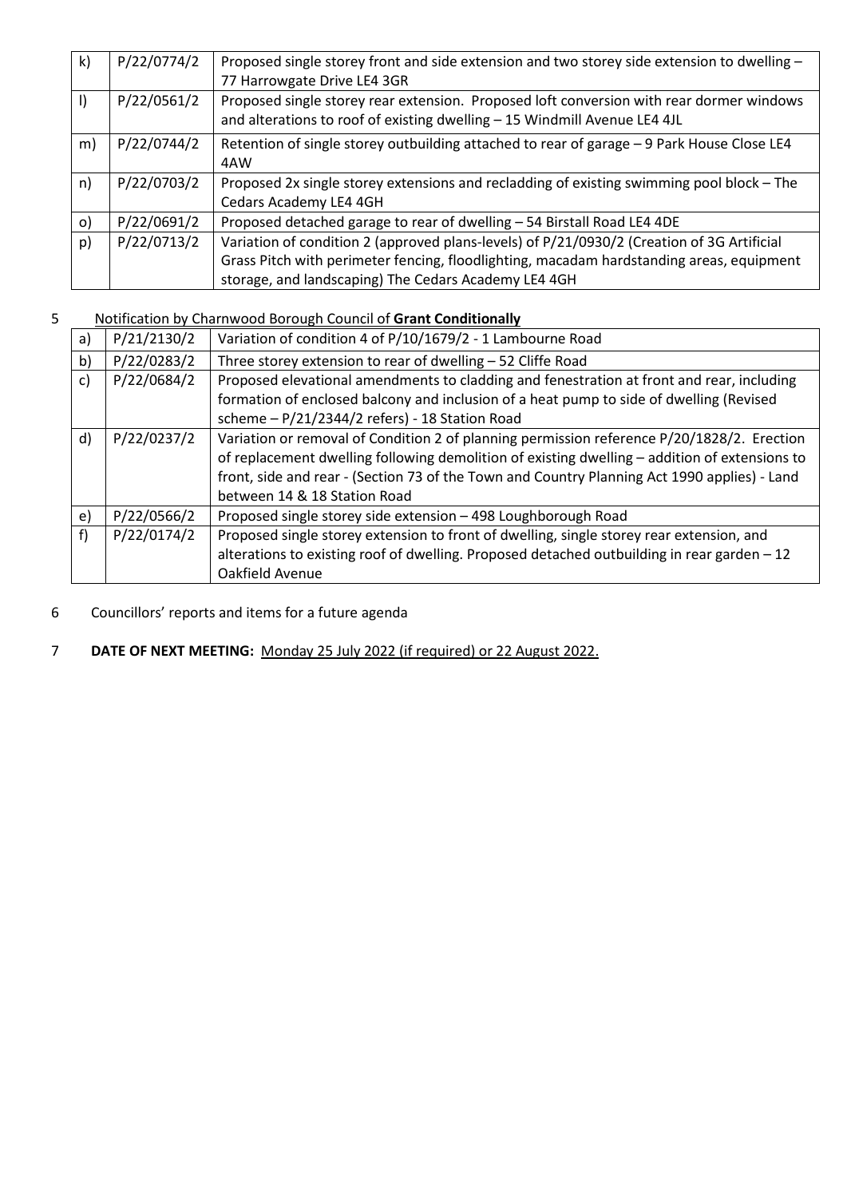| | | |
|---|---|---|
| k) | P/22/0774/2 | Proposed single storey front and side extension and two storey side extension to dwelling – 77 Harrowgate Drive LE4 3GR |
| l) | P/22/0561/2 | Proposed single storey rear extension. Proposed loft conversion with rear dormer windows and alterations to roof of existing dwelling – 15 Windmill Avenue LE4 4JL |
| m) | P/22/0744/2 | Retention of single storey outbuilding attached to rear of garage – 9 Park House Close LE4 4AW |
| n) | P/22/0703/2 | Proposed 2x single storey extensions and recladding of existing swimming pool block – The Cedars Academy LE4 4GH |
| o) | P/22/0691/2 | Proposed detached garage to rear of dwelling – 54 Birstall Road LE4 4DE |
| p) | P/22/0713/2 | Variation of condition 2 (approved plans-levels) of P/21/0930/2 (Creation of 3G Artificial Grass Pitch with perimeter fencing, floodlighting, macadam hardstanding areas, equipment storage, and landscaping) The Cedars Academy LE4 4GH |

5 Notification by Charnwood Borough Council of **Grant Conditionally**

| | | |
|---|---|---|
| a) | P/21/2130/2 | Variation of condition 4 of P/10/1679/2 - 1 Lambourne Road |
| b) | P/22/0283/2 | Three storey extension to rear of dwelling – 52 Cliffe Road |
| c) | P/22/0684/2 | Proposed elevational amendments to cladding and fenestration at front and rear, including formation of enclosed balcony and inclusion of a heat pump to side of dwelling (Revised scheme – P/21/2344/2 refers) - 18 Station Road |
| d) | P/22/0237/2 | Variation or removal of Condition 2 of planning permission reference P/20/1828/2. Erection of replacement dwelling following demolition of existing dwelling – addition of extensions to front, side and rear - (Section 73 of the Town and Country Planning Act 1990 applies) - Land between 14 & 18 Station Road |
| e) | P/22/0566/2 | Proposed single storey side extension – 498 Loughborough Road |
| f) | P/22/0174/2 | Proposed single storey extension to front of dwelling, single storey rear extension, and alterations to existing roof of dwelling. Proposed detached outbuilding in rear garden – 12 Oakfield Avenue |

6 Councillors' reports and items for a future agenda

7 **DATE OF NEXT MEETING:** Monday 25 July 2022 (if required) or 22 August 2022.